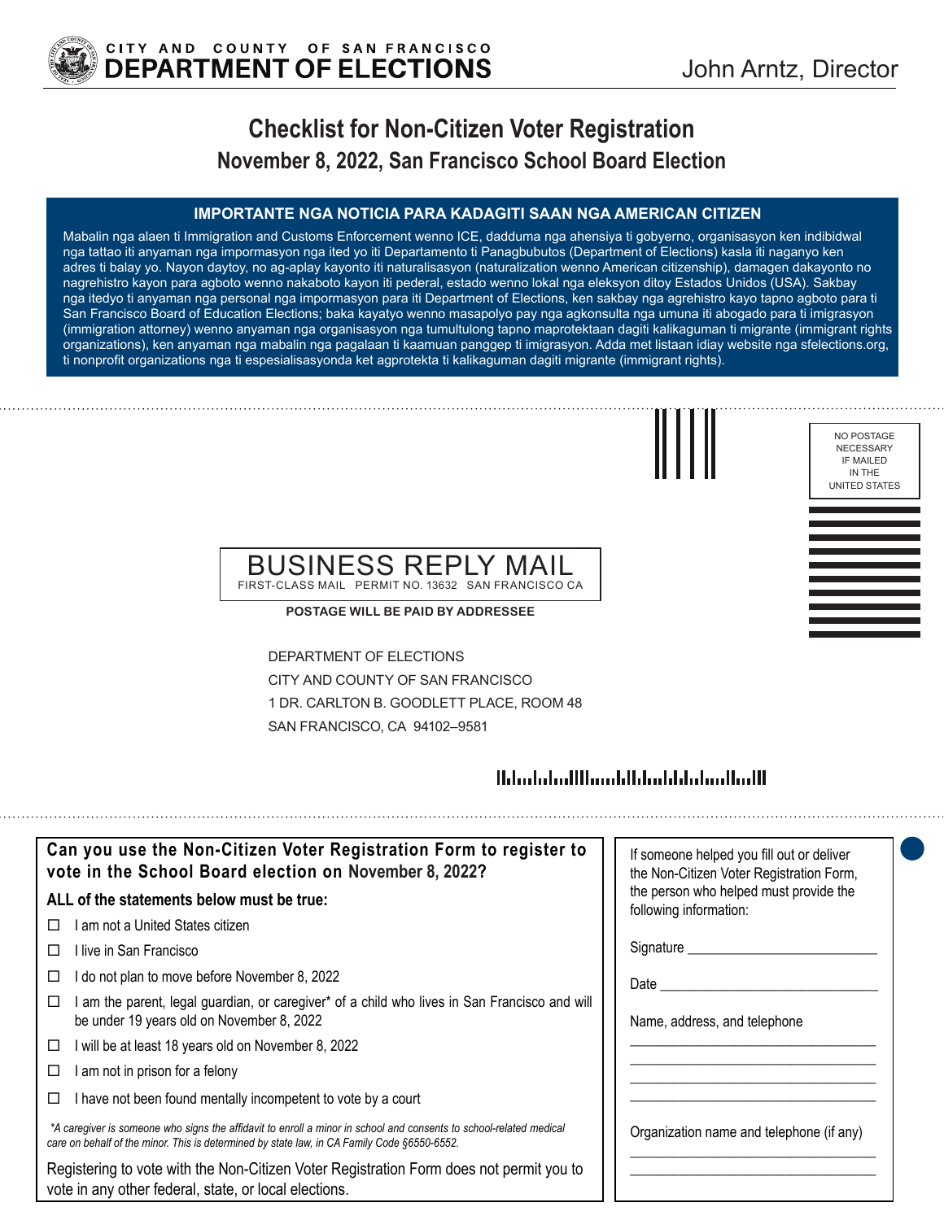CITY AND COUNTY OF SAN FRANCISCO
**DEPARTMENT OF ELECTIONS**

John Arntz, Director

# Checklist for Non-Citizen Voter Registration

## November 8, 2022, San Francisco School Board Election

### IMPORTANTE NGA NOTICIA PARA KADAGITI SAAN NGA AMERICAN CITIZEN

Mabalin nga alaen ti Immigration and Customs Enforcement wenno ICE, dadduma nga ahensiya ti gobyerno, organisasyon ken indibidwal nga tattao iti anyaman nga impormasyon nga ited yo iti Departamento ti Panagbubutos (Department of Elections) kasla iti naganyo ken adres ti balay yo. Nayon daytoy, no ag-aplay kayonto iti naturalisasyon (naturalization wenno American citizenship), damagen dakayonto no nagrehistro kayon para agboto wenno nakaboto kayon iti pederal, estado wenno lokal nga eleksyon ditoy Estados Unidos (USA). Sakbay nga itedyo ti anyaman nga personal nga impormasyon para iti Department of Elections, ken sakbay nga agrehistro kayo tapno agboto para ti San Francisco Board of Education Elections; baka kayatyo wenno masapolyo pay nga agkonsulta nga umuna iti abogado para ti imigrasyon (immigration attorney) wenno anyaman nga organisasyon nga tumultulong tapno maprotektaan dagiti kalikaguman ti migrante (immigrant rights organizations), ken anyaman nga mabalin nga pagalaan ti kaamuan panggep ti imigrasyon. Adda met listaan idiay website nga sfelections.org, ti nonprofit organizations nga ti espesialisasyonda ket agprotekta ti kalikaguman dagiti migrante (immigrant rights).

NO POSTAGE NECESSARY IF MAILED IN THE UNITED STATES

BUSINESS REPLY MAIL
FIRST-CLASS MAIL PERMIT NO. 13632 SAN FRANCISCO CA

**POSTAGE WILL BE PAID BY ADDRESSEE**

DEPARTMENT OF ELECTIONS
CITY AND COUNTY OF SAN FRANCISCO
1 DR. CARLTON B. GOODLETT PLACE, ROOM 48
SAN FRANCISCO, CA 94102–9581

### Can you use the Non-Citizen Voter Registration Form to register to vote in the School Board election on November 8, 2022?

**ALL of the statements below must be true:**

- ☐ I am not a United States citizen
- ☐ I live in San Francisco
- ☐ I do not plan to move before November 8, 2022
- ☐ I am the parent, legal guardian, or caregiver* of a child who lives in San Francisco and will be under 19 years old on November 8, 2022
- ☐ I will be at least 18 years old on November 8, 2022
- ☐ I am not in prison for a felony
- ☐ I have not been found mentally incompetent to vote by a court

*\*A caregiver is someone who signs the affidavit to enroll a minor in school and consents to school-related medical care on behalf of the minor. This is determined by state law, in CA Family Code §6550-6552.*

Registering to vote with the Non-Citizen Voter Registration Form does not permit you to vote in any other federal, state, or local elections.

If someone helped you fill out or deliver the Non-Citizen Voter Registration Form, the person who helped must provide the following information:

Signature ____________________

Date ____________________

Name, address, and telephone

____________________
____________________
____________________
____________________

Organization name and telephone (if any)

____________________
____________________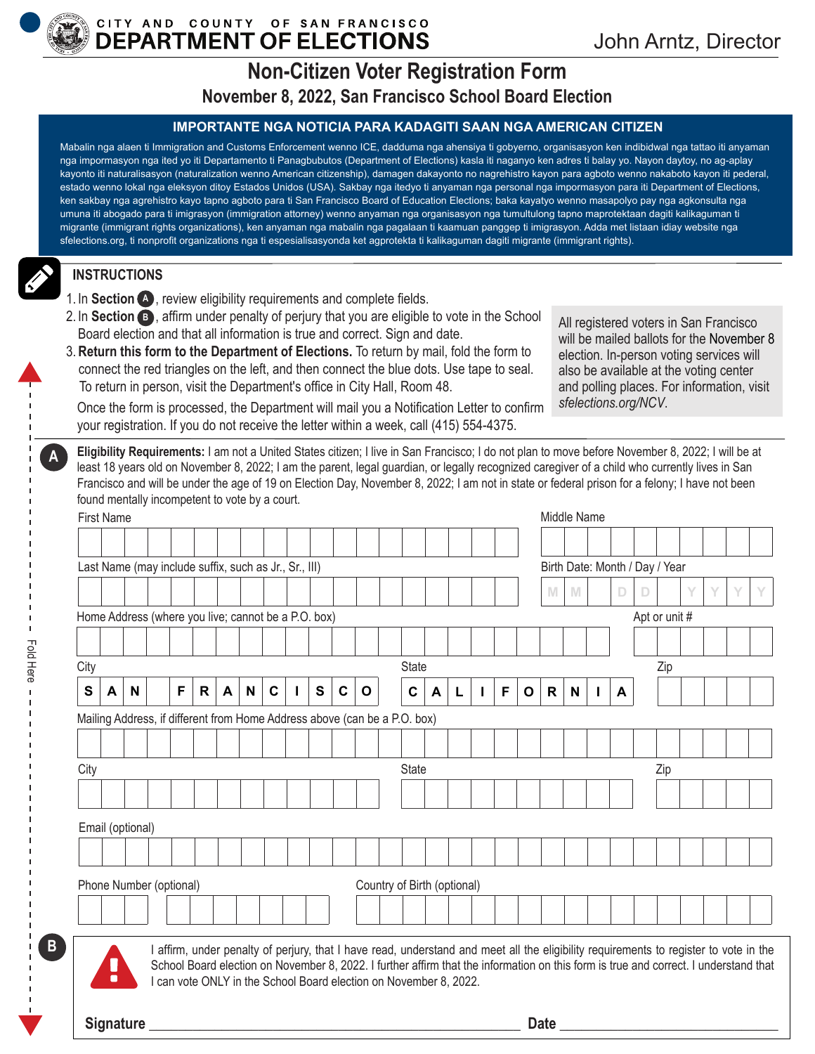CITY AND COUNTY OF SAN FRANCISCO
**DEPARTMENT OF ELECTIONS**

John Arntz, Director

# Non-Citizen Voter Registration Form

## November 8, 2022, San Francisco School Board Election

### IMPORTANTE NGA NOTICIA PARA KADAGITI SAAN NGA AMERICAN CITIZEN

Mabalin nga alaen ti Immigration and Customs Enforcement wenno ICE, dadduma nga ahensiya ti gobyerno, organisasyon ken indibidwal nga tattao iti anyaman nga impormasyon nga ited yo iti Departamento ti Panagbubutos (Department of Elections) kasla iti naganyo ken adres ti balay yo. Nayon daytoy, no ag-aplay kayonto iti naturalisasyon (naturalization wenno American citizenship), damagen dakayonto no nagrehistro kayon para agboto wenno nakaboto kayon iti pederal, estado wenno lokal nga eleksyon ditoy Estados Unidos (USA). Sakbay nga itedyo ti anyaman nga personal nga impormasyon para iti Department of Elections, ken sakbay nga agrehistro kayo tapno agboto para ti San Francisco Board of Education Elections; baka kayatyo wenno masapolyo pay nga agkonsulta nga umuna iti abogado para ti imigrasyon (immigration attorney) wenno anyaman nga organisasyon nga tumultulong tapno maprotektaan dagiti kalikaguman ti migrante (immigrant rights organizations), ken anyaman nga mabalin nga pagalaan ti kaamuan panggep ti imigrasyon. Adda met listaan idiay website nga sfelections.org, ti nonprofit organizations nga ti espesialisasyonda ket agprotekta ti kalikaguman dagiti migrante (immigrant rights).

### INSTRUCTIONS

1. In **Section A**, review eligibility requirements and complete fields.
2. In **Section B**, affirm under penalty of perjury that you are eligible to vote in the School Board election and that all information is true and correct. Sign and date.
3. **Return this form to the Department of Elections.** To return by mail, fold the form to connect the red triangles on the left, and then connect the blue dots. Use tape to seal. To return in person, visit the Department's office in City Hall, Room 48.

Once the form is processed, the Department will mail you a Notification Letter to confirm your registration. If you do not receive the letter within a week, call (415) 554-4375.

All registered voters in San Francisco will be mailed ballots for the November 8 election. In-person voting services will also be available at the voting center and polling places. For information, visit *sfelections.org/NCV*.

Fold Here

**A**

**Eligibility Requirements:** I am not a United States citizen; I live in San Francisco; I do not plan to move before November 8, 2022; I will be at least 18 years old on November 8, 2022; I am the parent, legal guardian, or legally recognized caregiver of a child who currently lives in San Francisco and will be under the age of 19 on Election Day, November 8, 2022; I am not in state or federal prison for a felony; I have not been found mentally incompetent to vote by a court.

First Name ____________________ Middle Name ____________________

Last Name (may include suffix, such as Jr., Sr., III) ____________________ Birth Date: Month / Day / Year M M / D D / Y Y Y Y

Home Address (where you live; cannot be a P.O. box) ____________________ Apt or unit # ________

City: SAN FRANCISCO State: CALIFORNIA Zip ________

Mailing Address, if different from Home Address above (can be a P.O. box) ____________________

City ____________________ State ____________________ Zip ________

Email (optional) ____________________

Phone Number (optional) ____________________ Country of Birth (optional) ____________________

**B**

I affirm, under penalty of perjury, that I have read, understand and meet all the eligibility requirements to register to vote in the School Board election on November 8, 2022. I further affirm that the information on this form is true and correct. I understand that I can vote ONLY in the School Board election on November 8, 2022.

**Signature** ____________________ **Date** ____________________